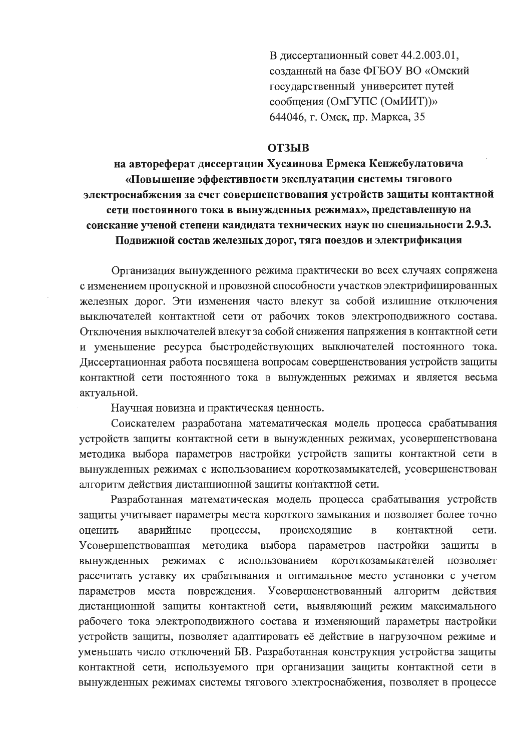В диссертационный совет 44.2.003.01,
созданный на базе ФГБОУ ВО «Омский
государственный университет путей
сообщения (ОмГУПС (ОмИИТ))»
644046, г. Омск, пр. Маркса, 35

# ОТЗЫВ

## на автореферат диссертации Хусаинова Ермека Кенжебулатовича «Повышение эффективности эксплуатации системы тягового электроснабжения за счет совершенствования устройств защиты контактной сети постоянного тока в вынужденных режимах», представленную на соискание ученой степени кандидата технических наук по специальности 2.9.3. Подвижной состав железных дорог, тяга поездов и электрификация

Организация вынужденного режима практически во всех случаях сопряжена с изменением пропускной и провозной способности участков электрифицированных железных дорог. Эти изменения часто влекут за собой излишние отключения выключателей контактной сети от рабочих токов электроподвижного состава. Отключения выключателей влекут за собой снижения напряжения в контактной сети и уменьшение ресурса быстродействующих выключателей постоянного тока. Диссертационная работа посвящена вопросам совершенствования устройств защиты контактной сети постоянного тока в вынужденных режимах и является весьма актуальной.

Научная новизна и практическая ценность.

Соискателем разработана математическая модель процесса срабатывания устройств защиты контактной сети в вынужденных режимах, усовершенствована методика выбора параметров настройки устройств защиты контактной сети в вынужденных режимах с использованием короткозамыкателей, усовершенствован алгоритм действия дистанционной защиты контактной сети.

Разработанная математическая модель процесса срабатывания устройств защиты учитывает параметры места короткого замыкания и позволяет более точно оценить аварийные процессы, происходящие в контактной сети. Усовершенствованная методика выбора параметров настройки защиты в вынужденных режимах с использованием короткозамыкателей позволяет рассчитать уставку их срабатывания и оптимальное место установки с учетом параметров места повреждения. Усовершенствованный алгоритм действия дистанционной защиты контактной сети, выявляющий режим максимального рабочего тока электроподвижного состава и изменяющий параметры настройки устройств защиты, позволяет адаптировать её действие в нагрузочном режиме и уменьшать число отключений БВ. Разработанная конструкция устройства защиты контактной сети, используемого при организации защиты контактной сети в вынужденных режимах системы тягового электроснабжения, позволяет в процессе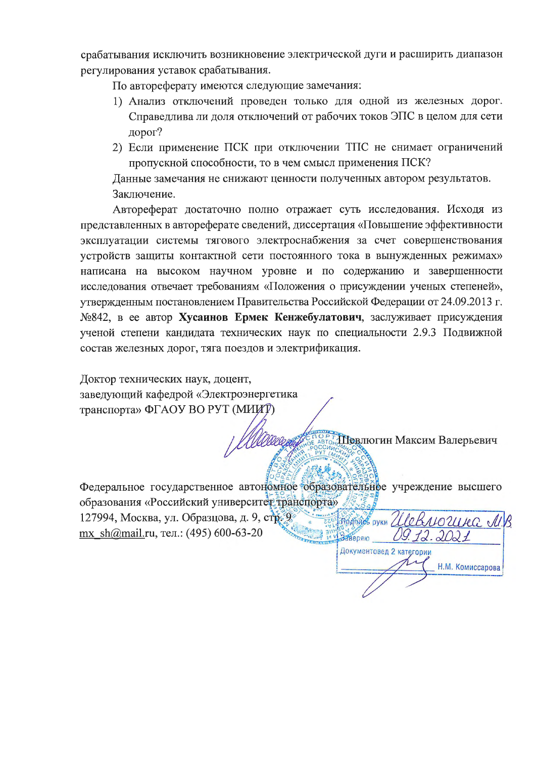срабатывания исключить возникновение электрической дуги и расширить диапазон регулирования уставок срабатывания.

По автореферату имеются следующие замечания:

1) Анализ отключений проведен только для одной из железных дорог. Справедлива ли доля отключений от рабочих токов ЭПС в целом для сети дорог?
2) Если применение ПСК при отключении ТПС не снимает ограничений пропускной способности, то в чем смысл применения ПСК?

Данные замечания не снижают ценности полученных автором результатов.

Заключение.

Автореферат достаточно полно отражает суть исследования. Исходя из представленных в автореферате сведений, диссертация «Повышение эффективности эксплуатации системы тягового электроснабжения за счет совершенствования устройств защиты контактной сети постоянного тока в вынужденных режимах» написана на высоком научном уровне и по содержанию и завершенности исследования отвечает требованиям «Положения о присуждении ученых степеней», утвержденным постановлением Правительства Российской Федерации от 24.09.2013 г. №842, в ее автор **Хусаинов Ермек Кенжебулатович**, заслуживает присуждения ученой степени кандидата технических наук по специальности 2.9.3 Подвижной состав железных дорог, тяга поездов и электрификация.

Доктор технических наук, доцент,
заведующий кафедрой «Электроэнергетика транспорта» ФГАОУ ВО РУТ (МИИТ)

Шевлюгин Максим Валерьевич

Федеральное государственное автономное образовательное учреждение высшего образования «Российский университет транспорта»
127994, Москва, ул. Образцова, д. 9, стр. 9
mx_sh@mail.ru, тел.: (495) 600-63-20

Подпись руки Шевлюгина М.В.
Заверяю 09.12.2021
Документовед 2 категории Н.М. Комиссарова